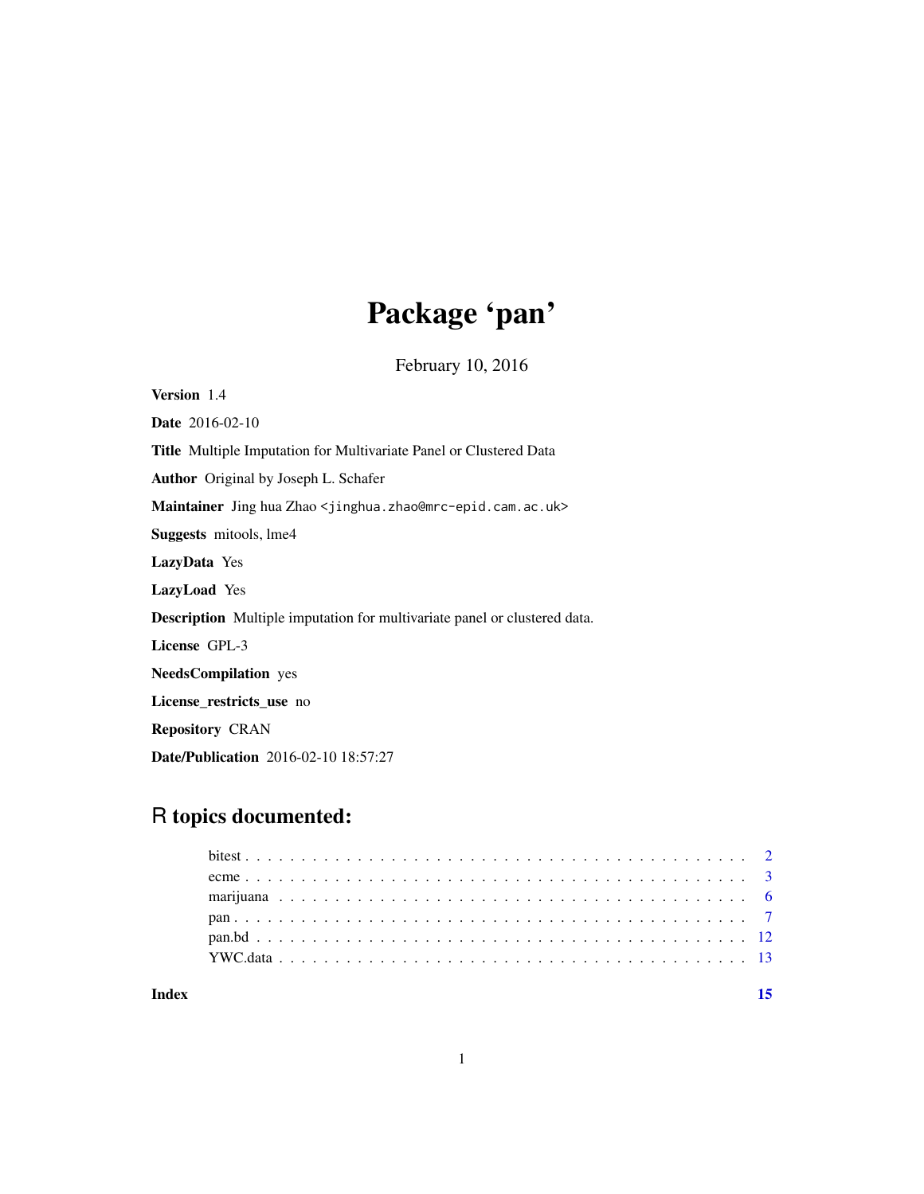# Package 'pan'

February 10, 2016

**Version** 1.4

**Date** 2016-02-10

**Title** Multiple Imputation for Multivariate Panel or Clustered Data

**Author** Original by Joseph L. Schafer

**Maintainer** Jing hua Zhao <jinghua.zhao@mrc-epid.cam.ac.uk>

**Suggests** mitools, lme4

**LazyData** Yes

**LazyLoad** Yes

**Description** Multiple imputation for multivariate panel or clustered data.

**License** GPL-3

**NeedsCompilation** yes

**License_restricts_use** no

**Repository** CRAN

**Date/Publication** 2016-02-10 18:57:27

## R topics documented:

| | |
|---|---|
| bitest | 2 |
| ecme | 3 |
| marijuana | 6 |
| pan | 7 |
| pan.bd | 12 |
| YWC.data | 13 |
| **Index** | **15** |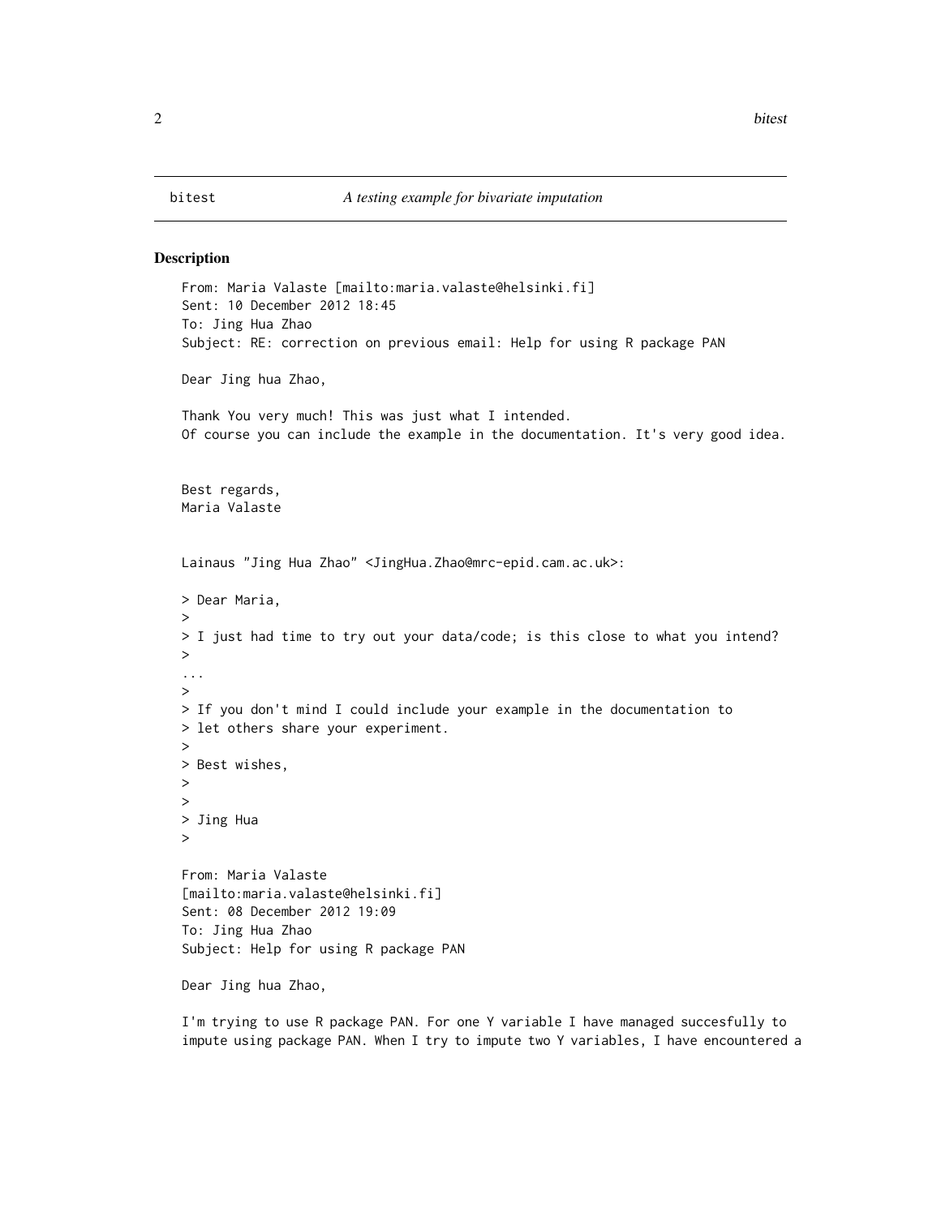## bitest — *A testing example for bivariate imputation*

### Description

```
From: Maria Valaste [mailto:maria.valaste@helsinki.fi]
Sent: 10 December 2012 18:45
To: Jing Hua Zhao
Subject: RE: correction on previous email: Help for using R package PAN

Dear Jing hua Zhao,

Thank You very much! This was just what I intended.
Of course you can include the example in the documentation. It's very good idea.


Best regards,
Maria Valaste


Lainaus "Jing Hua Zhao" <JingHua.Zhao@mrc-epid.cam.ac.uk>:

> Dear Maria,
>
> I just had time to try out your data/code; is this close to what you intend?
>
...
>
> If you don't mind I could include your example in the documentation to
> let others share your experiment.
>
> Best wishes,
>
>
> Jing Hua
>

From: Maria Valaste
[mailto:maria.valaste@helsinki.fi]
Sent: 08 December 2012 19:09
To: Jing Hua Zhao
Subject: Help for using R package PAN

Dear Jing hua Zhao,

I'm trying to use R package PAN. For one Y variable I have managed succesfully to
impute using package PAN. When I try to impute two Y variables, I have encountered a
```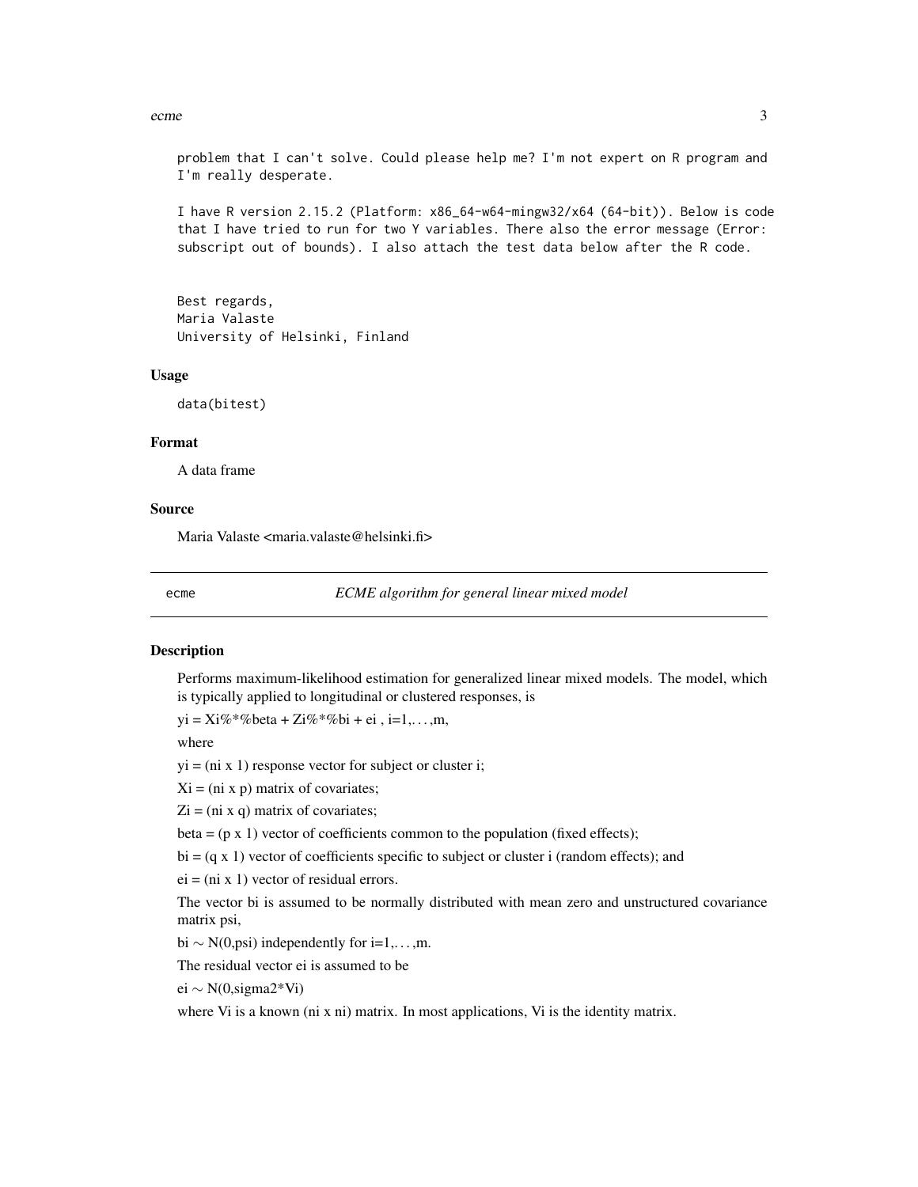```
problem that I can't solve. Could please help me? I'm not expert on R program and
I'm really desperate.

I have R version 2.15.2 (Platform: x86_64-w64-mingw32/x64 (64-bit)). Below is code
that I have tried to run for two Y variables. There also the error message (Error:
subscript out of bounds). I also attach the test data below after the R code.


Best regards,
Maria Valaste
University of Helsinki, Finland
```

### Usage

```
data(bitest)
```

### Format

A data frame

### Source

Maria Valaste <maria.valaste@helsinki.fi>

## ecme — *ECME algorithm for general linear mixed model*

### Description

Performs maximum-likelihood estimation for generalized linear mixed models. The model, which is typically applied to longitudinal or clustered responses, is

yi = Xi%*%beta + Zi%*%bi + ei , i=1,. . . ,m,

where

yi = (ni x 1) response vector for subject or cluster i;

Xi = (ni x p) matrix of covariates;

Zi = (ni x q) matrix of covariates;

beta = (p x 1) vector of coefficients common to the population (fixed effects);

bi = (q x 1) vector of coefficients specific to subject or cluster i (random effects); and

ei = (ni x 1) vector of residual errors.

The vector bi is assumed to be normally distributed with mean zero and unstructured covariance matrix psi,

bi ~ N(0,psi) independently for i=1,. . . ,m.

The residual vector ei is assumed to be

ei ~ N(0,sigma2*Vi)

where Vi is a known (ni x ni) matrix. In most applications, Vi is the identity matrix.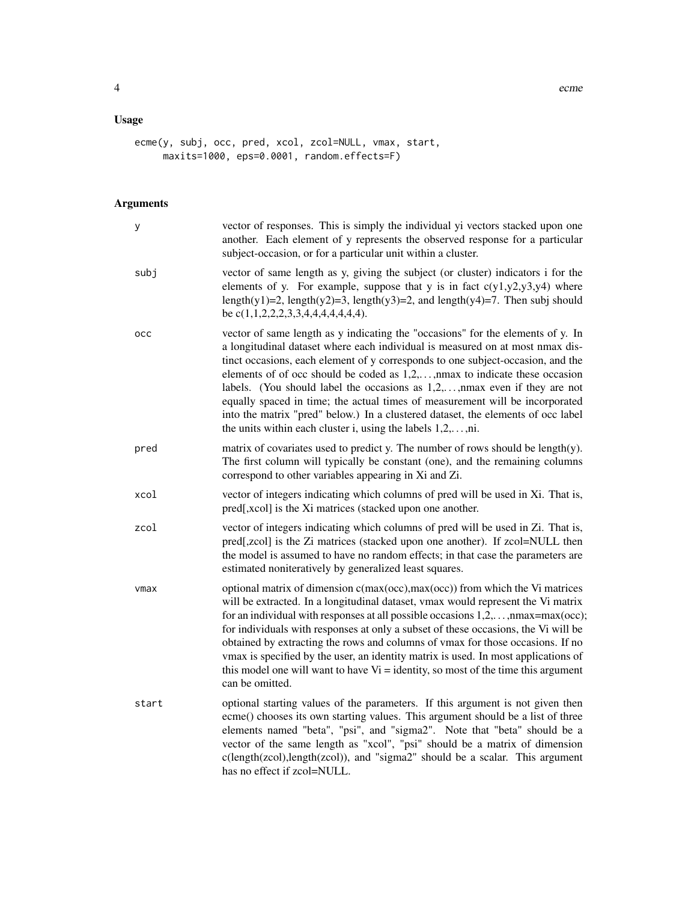## Usage

```
ecme(y, subj, occ, pred, xcol, zcol=NULL, vmax, start,
     maxits=1000, eps=0.0001, random.effects=F)
```

## Arguments

**y** vector of responses. This is simply the individual yi vectors stacked upon one another. Each element of y represents the observed response for a particular subject-occasion, or for a particular unit within a cluster.

**subj** vector of same length as y, giving the subject (or cluster) indicators i for the elements of y. For example, suppose that y is in fact c(y1,y2,y3,y4) where length(y1)=2, length(y2)=3, length(y3)=2, and length(y4)=7. Then subj should be c(1,1,2,2,2,3,3,4,4,4,4,4,4,4).

**occ** vector of same length as y indicating the "occasions" for the elements of y. In a longitudinal dataset where each individual is measured on at most nmax distinct occasions, each element of y corresponds to one subject-occasion, and the elements of of occ should be coded as 1,2,...,nmax to indicate these occasion labels. (You should label the occasions as 1,2,...,nmax even if they are not equally spaced in time; the actual times of measurement will be incorporated into the matrix "pred" below.) In a clustered dataset, the elements of occ label the units within each cluster i, using the labels 1,2,...,ni.

**pred** matrix of covariates used to predict y. The number of rows should be length(y). The first column will typically be constant (one), and the remaining columns correspond to other variables appearing in Xi and Zi.

**xcol** vector of integers indicating which columns of pred will be used in Xi. That is, pred[,xcol] is the Xi matrices (stacked upon one another.

**zcol** vector of integers indicating which columns of pred will be used in Zi. That is, pred[,zcol] is the Zi matrices (stacked upon one another). If zcol=NULL then the model is assumed to have no random effects; in that case the parameters are estimated noniteratively by generalized least squares.

**vmax** optional matrix of dimension c(max(occ),max(occ)) from which the Vi matrices will be extracted. In a longitudinal dataset, vmax would represent the Vi matrix for an individual with responses at all possible occasions 1,2,...,nmax=max(occ); for individuals with responses at only a subset of these occasions, the Vi will be obtained by extracting the rows and columns of vmax for those occasions. If no vmax is specified by the user, an identity matrix is used. In most applications of this model one will want to have Vi = identity, so most of the time this argument can be omitted.

**start** optional starting values of the parameters. If this argument is not given then ecme() chooses its own starting values. This argument should be a list of three elements named "beta", "psi", and "sigma2". Note that "beta" should be a vector of the same length as "xcol", "psi" should be a matrix of dimension c(length(zcol),length(zcol)), and "sigma2" should be a scalar. This argument has no effect if zcol=NULL.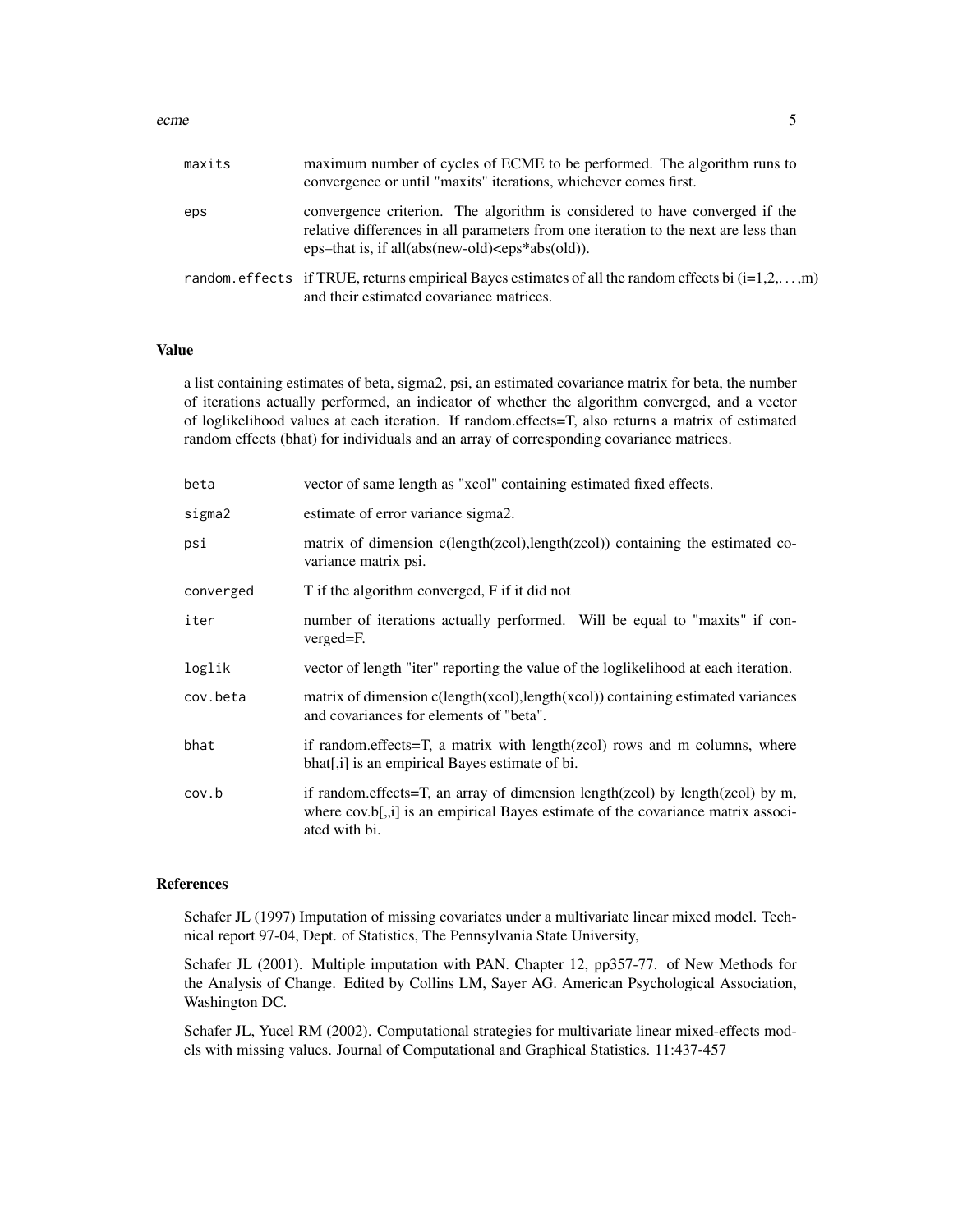| | |
|---|---|
| maxits | maximum number of cycles of ECME to be performed. The algorithm runs to convergence or until "maxits" iterations, whichever comes first. |
| eps | convergence criterion. The algorithm is considered to have converged if the relative differences in all parameters from one iteration to the next are less than eps–that is, if all(abs(new-old)<eps*abs(old)). |
| random.effects | if TRUE, returns empirical Bayes estimates of all the random effects bi (i=1,2,...,m) and their estimated covariance matrices. |

### Value

a list containing estimates of beta, sigma2, psi, an estimated covariance matrix for beta, the number of iterations actually performed, an indicator of whether the algorithm converged, and a vector of loglikelihood values at each iteration. If random.effects=T, also returns a matrix of estimated random effects (bhat) for individuals and an array of corresponding covariance matrices.

| | |
|---|---|
| beta | vector of same length as "xcol" containing estimated fixed effects. |
| sigma2 | estimate of error variance sigma2. |
| psi | matrix of dimension c(length(zcol),length(zcol)) containing the estimated covariance matrix psi. |
| converged | T if the algorithm converged, F if it did not |
| iter | number of iterations actually performed. Will be equal to "maxits" if converged=F. |
| loglik | vector of length "iter" reporting the value of the loglikelihood at each iteration. |
| cov.beta | matrix of dimension c(length(xcol),length(xcol)) containing estimated variances and covariances for elements of "beta". |
| bhat | if random.effects=T, a matrix with length(zcol) rows and m columns, where bhat[,i] is an empirical Bayes estimate of bi. |
| cov.b | if random.effects=T, an array of dimension length(zcol) by length(zcol) by m, where cov.b[,,i] is an empirical Bayes estimate of the covariance matrix associated with bi. |

### References

Schafer JL (1997) Imputation of missing covariates under a multivariate linear mixed model. Technical report 97-04, Dept. of Statistics, The Pennsylvania State University,

Schafer JL (2001). Multiple imputation with PAN. Chapter 12, pp357-77. of New Methods for the Analysis of Change. Edited by Collins LM, Sayer AG. American Psychological Association, Washington DC.

Schafer JL, Yucel RM (2002). Computational strategies for multivariate linear mixed-effects models with missing values. Journal of Computational and Graphical Statistics. 11:437-457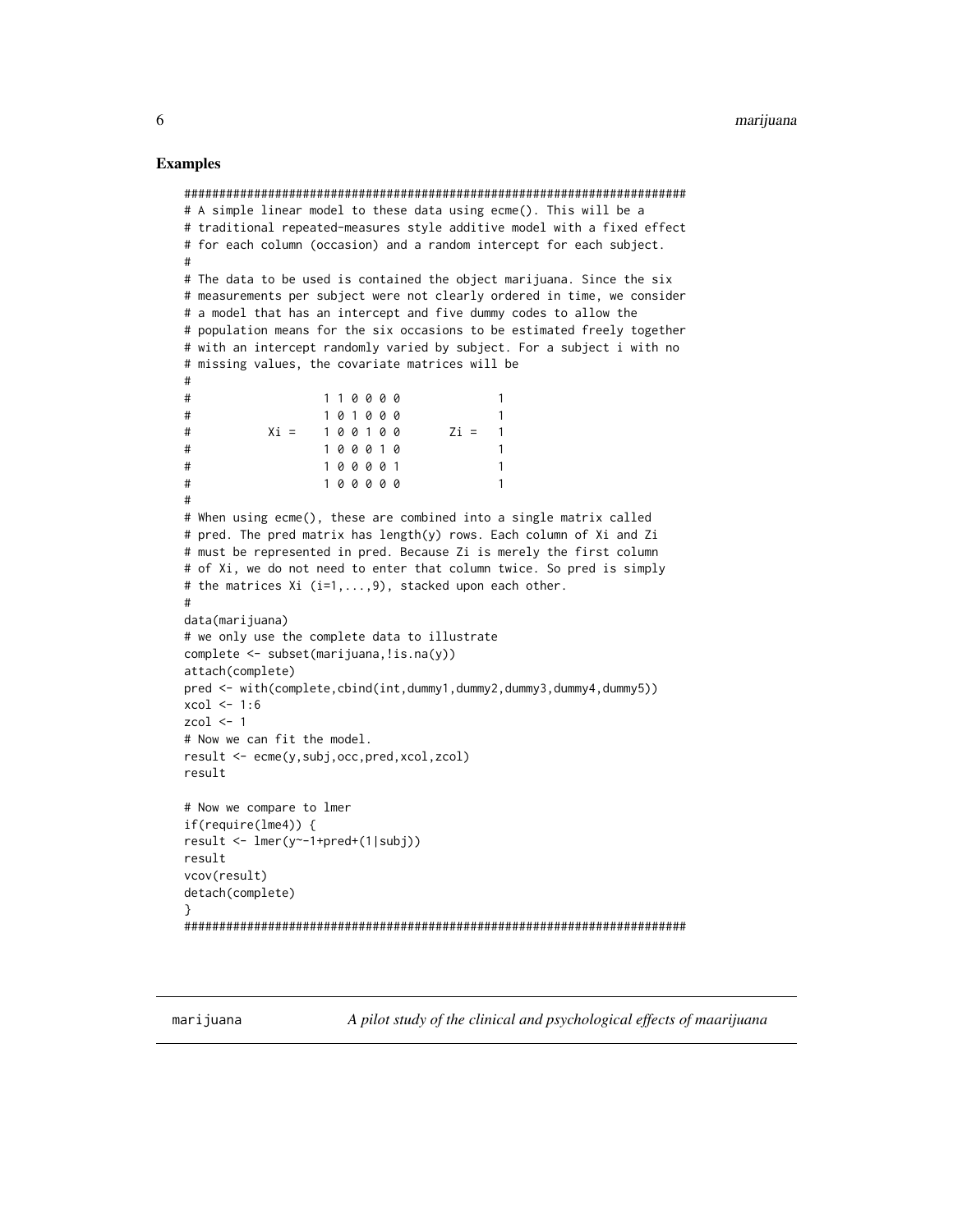### Examples

```
########################################################################
# A simple linear model to these data using ecme(). This will be a
# traditional repeated-measures style additive model with a fixed effect
# for each column (occasion) and a random intercept for each subject.
#
# The data to be used is contained the object marijuana. Since the six
# measurements per subject were not clearly ordered in time, we consider
# a model that has an intercept and five dummy codes to allow the
# population means for the six occasions to be estimated freely together
# with an intercept randomly varied by subject. For a subject i with no
# missing values, the covariate matrices will be
#
#                 1 1 0 0 0 0            1
#                 1 0 1 0 0 0            1
#         Xi =    1 0 0 1 0 0      Zi =  1
#                 1 0 0 0 1 0            1
#                 1 0 0 0 0 1            1
#                 1 0 0 0 0 0            1
#
# When using ecme(), these are combined into a single matrix called
# pred. The pred matrix has length(y) rows. Each column of Xi and Zi
# must be represented in pred. Because Zi is merely the first column
# of Xi, we do not need to enter that column twice. So pred is simply
# the matrices Xi (i=1,...,9), stacked upon each other.
#
data(marijuana)
# we only use the complete data to illustrate
complete <- subset(marijuana,!is.na(y))
attach(complete)
pred <- with(complete,cbind(int,dummy1,dummy2,dummy3,dummy4,dummy5))
xcol <- 1:6
zcol <- 1
# Now we can fit the model.
result <- ecme(y,subj,occ,pred,xcol,zcol)
result

# Now we compare to lmer
if(require(lme4)) {
result <- lmer(y~-1+pred+(1|subj))
result
vcov(result)
detach(complete)
}
########################################################################
```

---

marijuana *A pilot study of the clinical and psychological effects of maarijuana*

---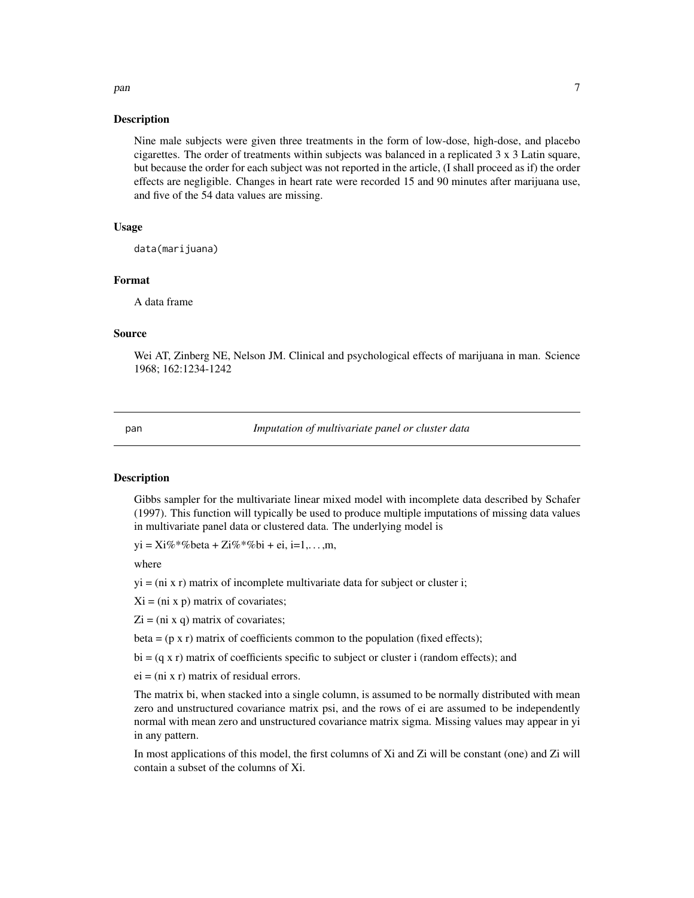## Description

Nine male subjects were given three treatments in the form of low-dose, high-dose, and placebo cigarettes. The order of treatments within subjects was balanced in a replicated 3 x 3 Latin square, but because the order for each subject was not reported in the article, (I shall proceed as if) the order effects are negligible. Changes in heart rate were recorded 15 and 90 minutes after marijuana use, and five of the 54 data values are missing.

## Usage

```
data(marijuana)
```

## Format

A data frame

## Source

Wei AT, Zinberg NE, Nelson JM. Clinical and psychological effects of marijuana in man. Science 1968; 162:1234-1242

---

# pan — *Imputation of multivariate panel or cluster data*

---

## Description

Gibbs sampler for the multivariate linear mixed model with incomplete data described by Schafer (1997). This function will typically be used to produce multiple imputations of missing data values in multivariate panel data or clustered data. The underlying model is

yi = Xi%*%beta + Zi%*%bi + ei, i=1,...,m,

where

yi = (ni x r) matrix of incomplete multivariate data for subject or cluster i;

Xi = (ni x p) matrix of covariates;

Zi = (ni x q) matrix of covariates;

beta = (p x r) matrix of coefficients common to the population (fixed effects);

bi = (q x r) matrix of coefficients specific to subject or cluster i (random effects); and

ei = (ni x r) matrix of residual errors.

The matrix bi, when stacked into a single column, is assumed to be normally distributed with mean zero and unstructured covariance matrix psi, and the rows of ei are assumed to be independently normal with mean zero and unstructured covariance matrix sigma. Missing values may appear in yi in any pattern.

In most applications of this model, the first columns of Xi and Zi will be constant (one) and Zi will contain a subset of the columns of Xi.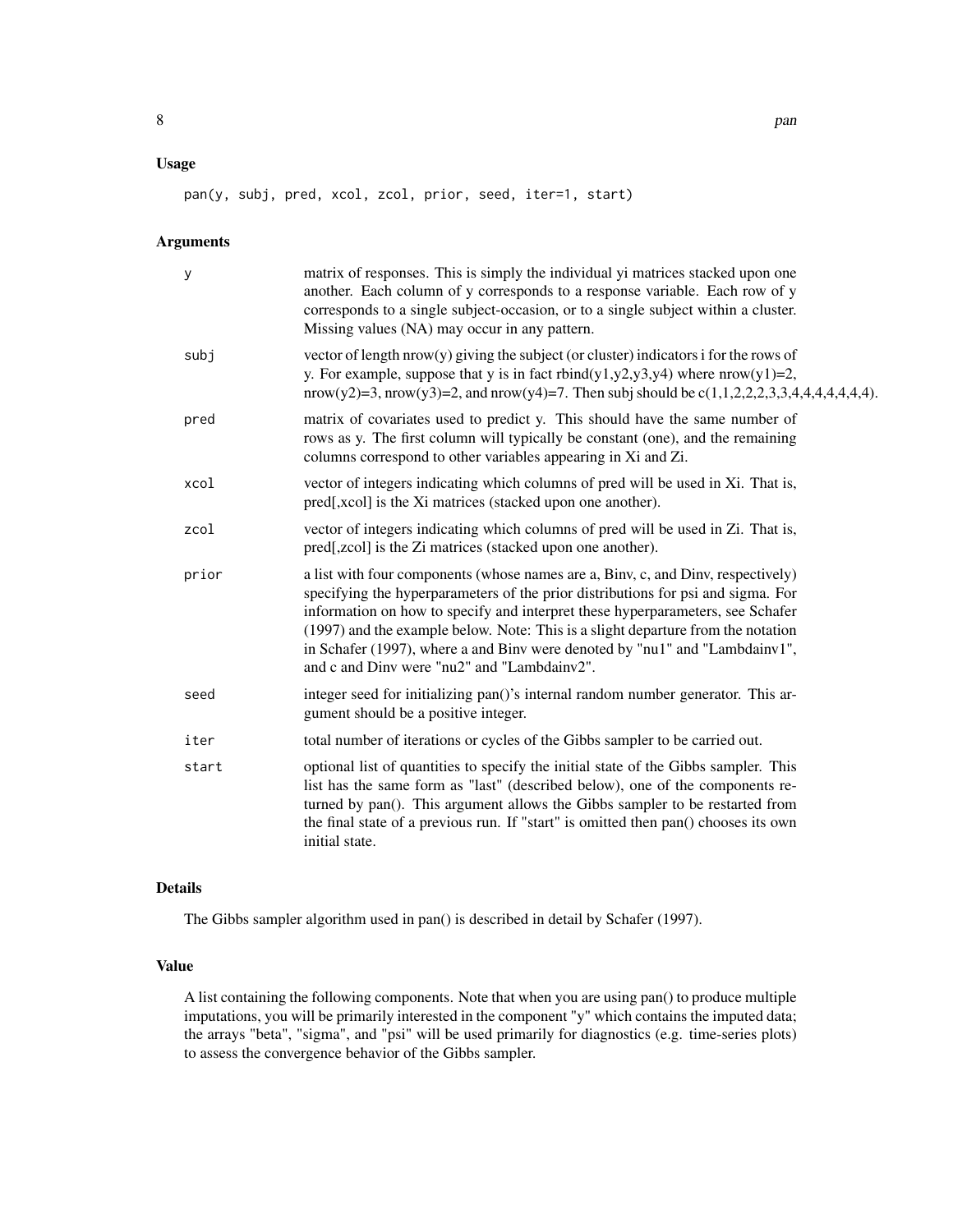## Usage

```
pan(y, subj, pred, xcol, zcol, prior, seed, iter=1, start)
```

## Arguments

| | |
|---|---|
| y | matrix of responses. This is simply the individual yi matrices stacked upon one another. Each column of y corresponds to a response variable. Each row of y corresponds to a single subject-occasion, or to a single subject within a cluster. Missing values (NA) may occur in any pattern. |
| subj | vector of length nrow(y) giving the subject (or cluster) indicators i for the rows of y. For example, suppose that y is in fact rbind(y1,y2,y3,y4) where nrow(y1)=2, nrow(y2)=3, nrow(y3)=2, and nrow(y4)=7. Then subj should be c(1,1,2,2,2,3,3,4,4,4,4,4,4,4). |
| pred | matrix of covariates used to predict y. This should have the same number of rows as y. The first column will typically be constant (one), and the remaining columns correspond to other variables appearing in Xi and Zi. |
| xcol | vector of integers indicating which columns of pred will be used in Xi. That is, pred[,xcol] is the Xi matrices (stacked upon one another). |
| zcol | vector of integers indicating which columns of pred will be used in Zi. That is, pred[,zcol] is the Zi matrices (stacked upon one another). |
| prior | a list with four components (whose names are a, Binv, c, and Dinv, respectively) specifying the hyperparameters of the prior distributions for psi and sigma. For information on how to specify and interpret these hyperparameters, see Schafer (1997) and the example below. Note: This is a slight departure from the notation in Schafer (1997), where a and Binv were denoted by "nu1" and "Lambdainv1", and c and Dinv were "nu2" and "Lambdainv2". |
| seed | integer seed for initializing pan()'s internal random number generator. This argument should be a positive integer. |
| iter | total number of iterations or cycles of the Gibbs sampler to be carried out. |
| start | optional list of quantities to specify the initial state of the Gibbs sampler. This list has the same form as "last" (described below), one of the components returned by pan(). This argument allows the Gibbs sampler to be restarted from the final state of a previous run. If "start" is omitted then pan() chooses its own initial state. |

## Details

The Gibbs sampler algorithm used in pan() is described in detail by Schafer (1997).

## Value

A list containing the following components. Note that when you are using pan() to produce multiple imputations, you will be primarily interested in the component "y" which contains the imputed data; the arrays "beta", "sigma", and "psi" will be used primarily for diagnostics (e.g. time-series plots) to assess the convergence behavior of the Gibbs sampler.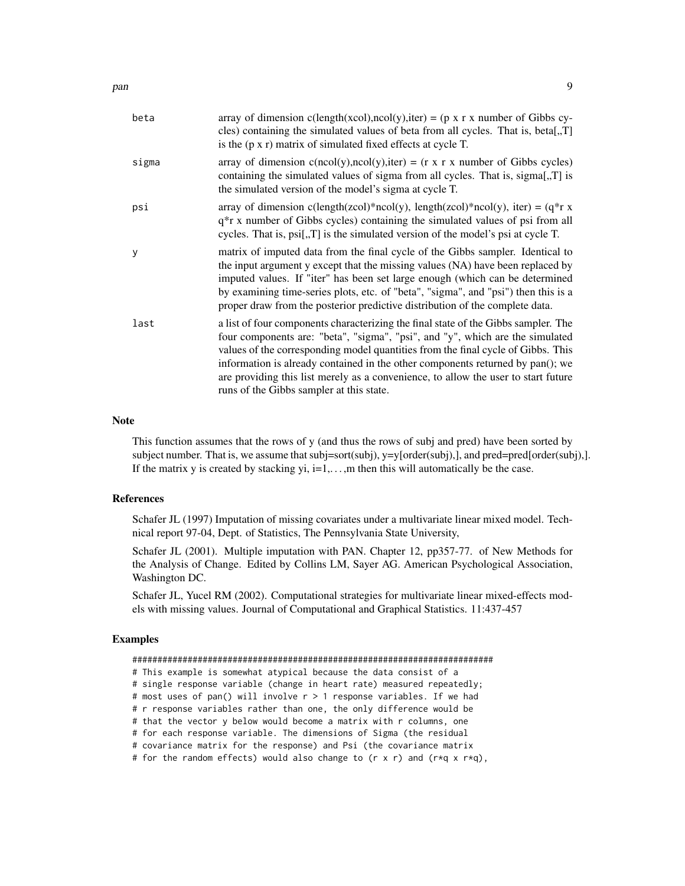**beta** array of dimension c(length(xcol),ncol(y),iter) = (p x r x number of Gibbs cycles) containing the simulated values of beta from all cycles. That is, beta[,,T] is the (p x r) matrix of simulated fixed effects at cycle T.

**sigma** array of dimension c(ncol(y),ncol(y),iter) = (r x r x number of Gibbs cycles) containing the simulated values of sigma from all cycles. That is, sigma[,,T] is the simulated version of the model's sigma at cycle T.

**psi** array of dimension c(length(zcol)*ncol(y), length(zcol)*ncol(y), iter) = (q*r x q*r x number of Gibbs cycles) containing the simulated values of psi from all cycles. That is, psi[,,T] is the simulated version of the model's psi at cycle T.

**y** matrix of imputed data from the final cycle of the Gibbs sampler. Identical to the input argument y except that the missing values (NA) have been replaced by imputed values. If "iter" has been set large enough (which can be determined by examining time-series plots, etc. of "beta", "sigma", and "psi") then this is a proper draw from the posterior predictive distribution of the complete data.

**last** a list of four components characterizing the final state of the Gibbs sampler. The four components are: "beta", "sigma", "psi", and "y", which are the simulated values of the corresponding model quantities from the final cycle of Gibbs. This information is already contained in the other components returned by pan(); we are providing this list merely as a convenience, to allow the user to start future runs of the Gibbs sampler at this state.

## Note

This function assumes that the rows of y (and thus the rows of subj and pred) have been sorted by subject number. That is, we assume that subj=sort(subj), y=y[order(subj),], and pred=pred[order(subj),]. If the matrix y is created by stacking yi, i=1,...,m then this will automatically be the case.

## References

Schafer JL (1997) Imputation of missing covariates under a multivariate linear mixed model. Technical report 97-04, Dept. of Statistics, The Pennsylvania State University,

Schafer JL (2001). Multiple imputation with PAN. Chapter 12, pp357-77. of New Methods for the Analysis of Change. Edited by Collins LM, Sayer AG. American Psychological Association, Washington DC.

Schafer JL, Yucel RM (2002). Computational strategies for multivariate linear mixed-effects models with missing values. Journal of Computational and Graphical Statistics. 11:437-457

## Examples

```
########################################################################
# This example is somewhat atypical because the data consist of a
# single response variable (change in heart rate) measured repeatedly;
# most uses of pan() will involve r > 1 response variables. If we had
# r response variables rather than one, the only difference would be
# that the vector y below would become a matrix with r columns, one
# for each response variable. The dimensions of Sigma (the residual
# covariance matrix for the response) and Psi (the covariance matrix
# for the random effects) would also change to (r x r) and (r*q x r*q),
```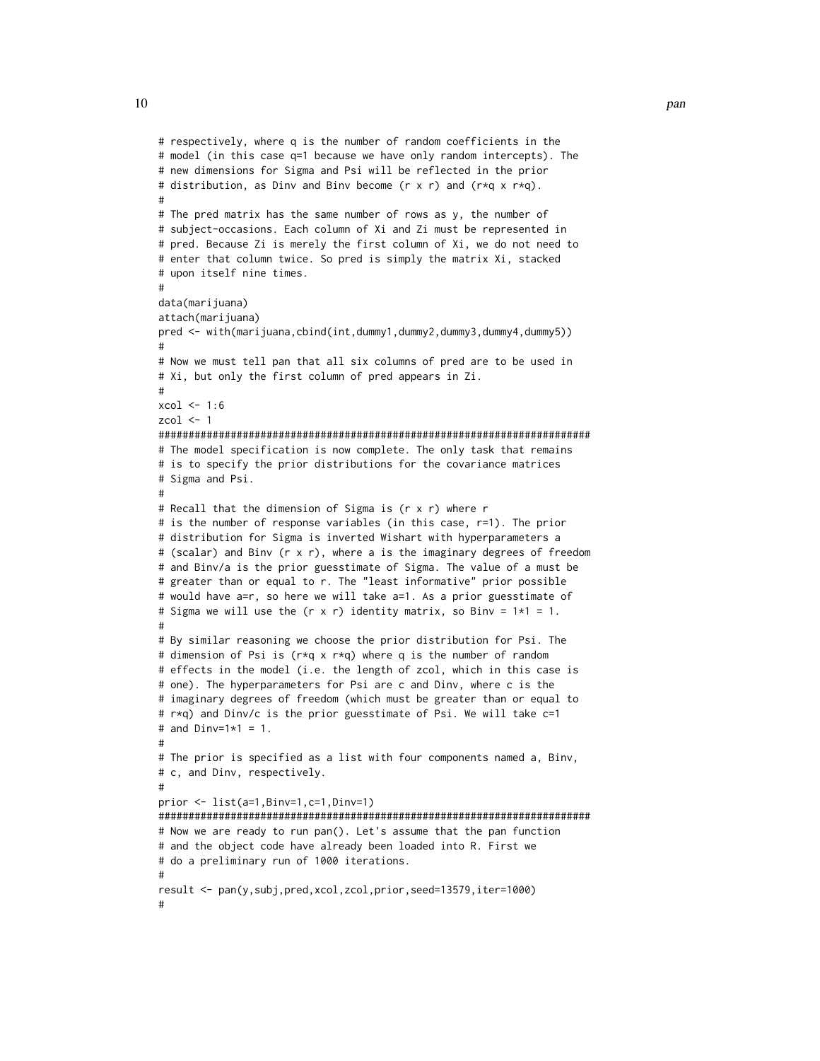```
# respectively, where q is the number of random coefficients in the
# model (in this case q=1 because we have only random intercepts). The
# new dimensions for Sigma and Psi will be reflected in the prior
# distribution, as Dinv and Binv become (r x r) and (r*q x r*q).
#
# The pred matrix has the same number of rows as y, the number of
# subject-occasions. Each column of Xi and Zi must be represented in
# pred. Because Zi is merely the first column of Xi, we do not need to
# enter that column twice. So pred is simply the matrix Xi, stacked
# upon itself nine times.
#
data(marijuana)
attach(marijuana)
pred <- with(marijuana,cbind(int,dummy1,dummy2,dummy3,dummy4,dummy5))
#
# Now we must tell pan that all six columns of pred are to be used in
# Xi, but only the first column of pred appears in Zi.
#
xcol <- 1:6
zcol <- 1
########################################################################
# The model specification is now complete. The only task that remains
# is to specify the prior distributions for the covariance matrices
# Sigma and Psi.
#
# Recall that the dimension of Sigma is (r x r) where r
# is the number of response variables (in this case, r=1). The prior
# distribution for Sigma is inverted Wishart with hyperparameters a
# (scalar) and Binv (r x r), where a is the imaginary degrees of freedom
# and Binv/a is the prior guesstimate of Sigma. The value of a must be
# greater than or equal to r. The "least informative" prior possible
# would have a=r, so here we will take a=1. As a prior guesstimate of
# Sigma we will use the (r x r) identity matrix, so Binv = 1*1 = 1.
#
# By similar reasoning we choose the prior distribution for Psi. The
# dimension of Psi is (r*q x r*q) where q is the number of random
# effects in the model (i.e. the length of zcol, which in this case is
# one). The hyperparameters for Psi are c and Dinv, where c is the
# imaginary degrees of freedom (which must be greater than or equal to
# r*q) and Dinv/c is the prior guesstimate of Psi. We will take c=1
# and Dinv=1*1 = 1.
#
# The prior is specified as a list with four components named a, Binv,
# c, and Dinv, respectively.
#
prior <- list(a=1,Binv=1,c=1,Dinv=1)
########################################################################
# Now we are ready to run pan(). Let's assume that the pan function
# and the object code have already been loaded into R. First we
# do a preliminary run of 1000 iterations.
#
result <- pan(y,subj,pred,xcol,zcol,prior,seed=13579,iter=1000)
#
```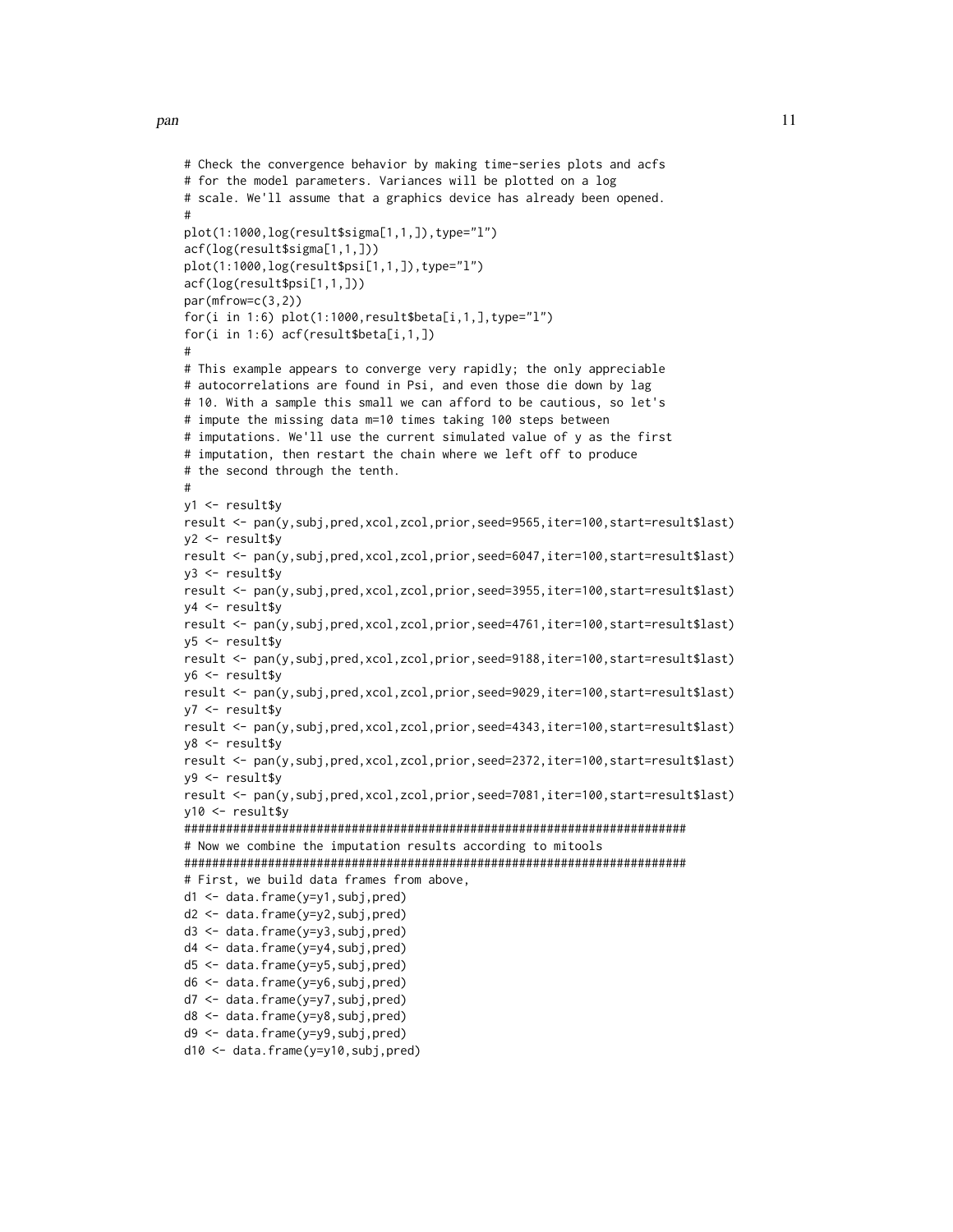```
# Check the convergence behavior by making time-series plots and acfs
# for the model parameters. Variances will be plotted on a log
# scale. We'll assume that a graphics device has already been opened.
#
plot(1:1000,log(result$sigma[1,1,]),type="l")
acf(log(result$sigma[1,1,]))
plot(1:1000,log(result$psi[1,1,]),type="l")
acf(log(result$psi[1,1,]))
par(mfrow=c(3,2))
for(i in 1:6) plot(1:1000,result$beta[i,1,],type="l")
for(i in 1:6) acf(result$beta[i,1,])
#
# This example appears to converge very rapidly; the only appreciable
# autocorrelations are found in Psi, and even those die down by lag
# 10. With a sample this small we can afford to be cautious, so let's
# impute the missing data m=10 times taking 100 steps between
# imputations. We'll use the current simulated value of y as the first
# imputation, then restart the chain where we left off to produce
# the second through the tenth.
#
y1 <- result$y
result <- pan(y,subj,pred,xcol,zcol,prior,seed=9565,iter=100,start=result$last)
y2 <- result$y
result <- pan(y,subj,pred,xcol,zcol,prior,seed=6047,iter=100,start=result$last)
y3 <- result$y
result <- pan(y,subj,pred,xcol,zcol,prior,seed=3955,iter=100,start=result$last)
y4 <- result$y
result <- pan(y,subj,pred,xcol,zcol,prior,seed=4761,iter=100,start=result$last)
y5 <- result$y
result <- pan(y,subj,pred,xcol,zcol,prior,seed=9188,iter=100,start=result$last)
y6 <- result$y
result <- pan(y,subj,pred,xcol,zcol,prior,seed=9029,iter=100,start=result$last)
y7 <- result$y
result <- pan(y,subj,pred,xcol,zcol,prior,seed=4343,iter=100,start=result$last)
y8 <- result$y
result <- pan(y,subj,pred,xcol,zcol,prior,seed=2372,iter=100,start=result$last)
y9 <- result$y
result <- pan(y,subj,pred,xcol,zcol,prior,seed=7081,iter=100,start=result$last)
y10 <- result$y
########################################################################
# Now we combine the imputation results according to mitools
########################################################################
# First, we build data frames from above,
d1 <- data.frame(y=y1,subj,pred)
d2 <- data.frame(y=y2,subj,pred)
d3 <- data.frame(y=y3,subj,pred)
d4 <- data.frame(y=y4,subj,pred)
d5 <- data.frame(y=y5,subj,pred)
d6 <- data.frame(y=y6,subj,pred)
d7 <- data.frame(y=y7,subj,pred)
d8 <- data.frame(y=y8,subj,pred)
d9 <- data.frame(y=y9,subj,pred)
d10 <- data.frame(y=y10,subj,pred)
```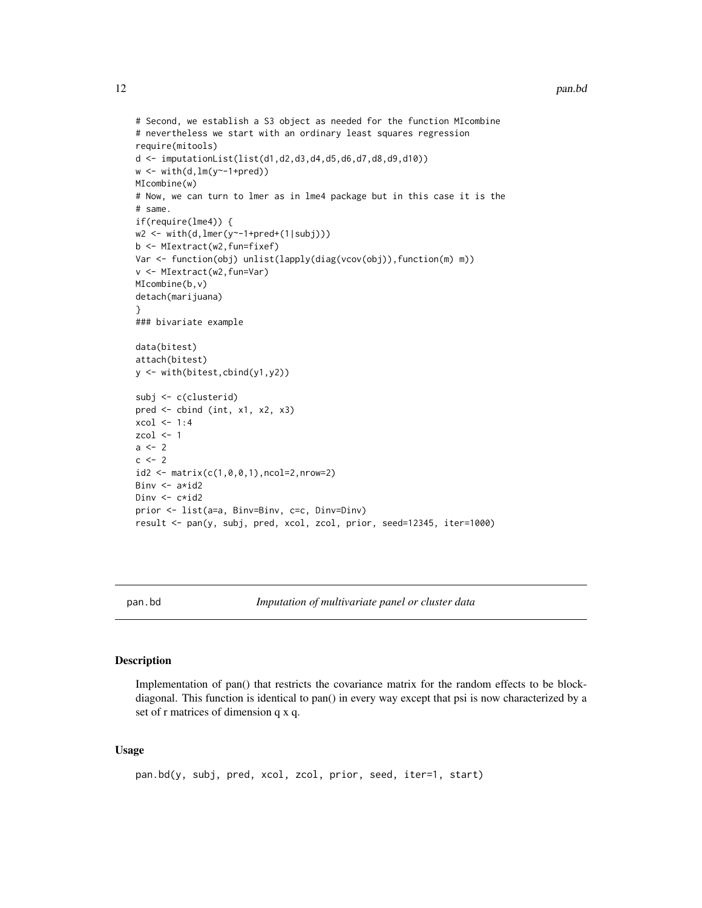```
# Second, we establish a S3 object as needed for the function MIcombine
# nevertheless we start with an ordinary least squares regression
require(mitools)
d <- imputationList(list(d1,d2,d3,d4,d5,d6,d7,d8,d9,d10))
w <- with(d,lm(y~-1+pred))
MIcombine(w)
# Now, we can turn to lmer as in lme4 package but in this case it is the
# same.
if(require(lme4)) {
w2 <- with(d,lmer(y~-1+pred+(1|subj)))
b <- MIextract(w2,fun=fixef)
Var <- function(obj) unlist(lapply(diag(vcov(obj)),function(m) m))
v <- MIextract(w2,fun=Var)
MIcombine(b,v)
detach(marijuana)
}
### bivariate example

data(bitest)
attach(bitest)
y <- with(bitest,cbind(y1,y2))

subj <- c(clusterid)
pred <- cbind (int, x1, x2, x3)
xcol <- 1:4
zcol <- 1
a <- 2
c <- 2
id2 <- matrix(c(1,0,0,1),ncol=2,nrow=2)
Binv <- a*id2
Dinv <- c*id2
prior <- list(a=a, Binv=Binv, c=c, Dinv=Dinv)
result <- pan(y, subj, pred, xcol, zcol, prior, seed=12345, iter=1000)
```

---

pan.bd *Imputation of multivariate panel or cluster data*

---

## Description

Implementation of pan() that restricts the covariance matrix for the random effects to be block-diagonal. This function is identical to pan() in every way except that psi is now characterized by a set of r matrices of dimension q x q.

## Usage

```
pan.bd(y, subj, pred, xcol, zcol, prior, seed, iter=1, start)
```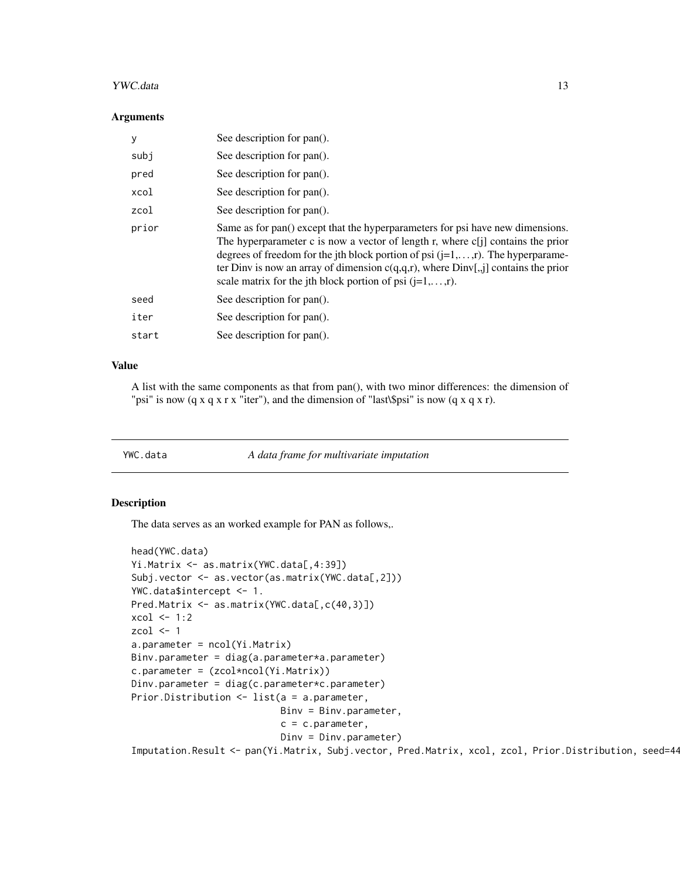### Arguments

| | |
|---|---|
| y | See description for pan(). |
| subj | See description for pan(). |
| pred | See description for pan(). |
| xcol | See description for pan(). |
| zcol | See description for pan(). |
| prior | Same as for pan() except that the hyperparameters for psi have new dimensions. The hyperparameter c is now a vector of length r, where c[j] contains the prior degrees of freedom for the jth block portion of psi (j=1,...,r). The hyperparameter Dinv is now an array of dimension c(q,q,r), where Dinv[,j] contains the prior scale matrix for the jth block portion of psi (j=1,...,r). |
| seed | See description for pan(). |
| iter | See description for pan(). |
| start | See description for pan(). |

### Value

A list with the same components as that from pan(), with two minor differences: the dimension of "psi" is now (q x q x r x "iter"), and the dimension of "last\$psi" is now (q x q x r).

---

## YWC.data — *A data frame for multivariate imputation*

### Description

The data serves as an worked example for PAN as follows,.

```
head(YWC.data)
Yi.Matrix <- as.matrix(YWC.data[,4:39])
Subj.vector <- as.vector(as.matrix(YWC.data[,2]))
YWC.data$intercept <- 1.
Pred.Matrix <- as.matrix(YWC.data[,c(40,3)])
xcol <- 1:2
zcol <- 1
a.parameter = ncol(Yi.Matrix)
Binv.parameter = diag(a.parameter*a.parameter)
c.parameter = (zcol*ncol(Yi.Matrix))
Dinv.parameter = diag(c.parameter*c.parameter)
Prior.Distribution <- list(a = a.parameter,
                           Binv = Binv.parameter,
                           c = c.parameter,
                           Dinv = Dinv.parameter)
Imputation.Result <- pan(Yi.Matrix, Subj.vector, Pred.Matrix, xcol, zcol, Prior.Distribution, seed=44
```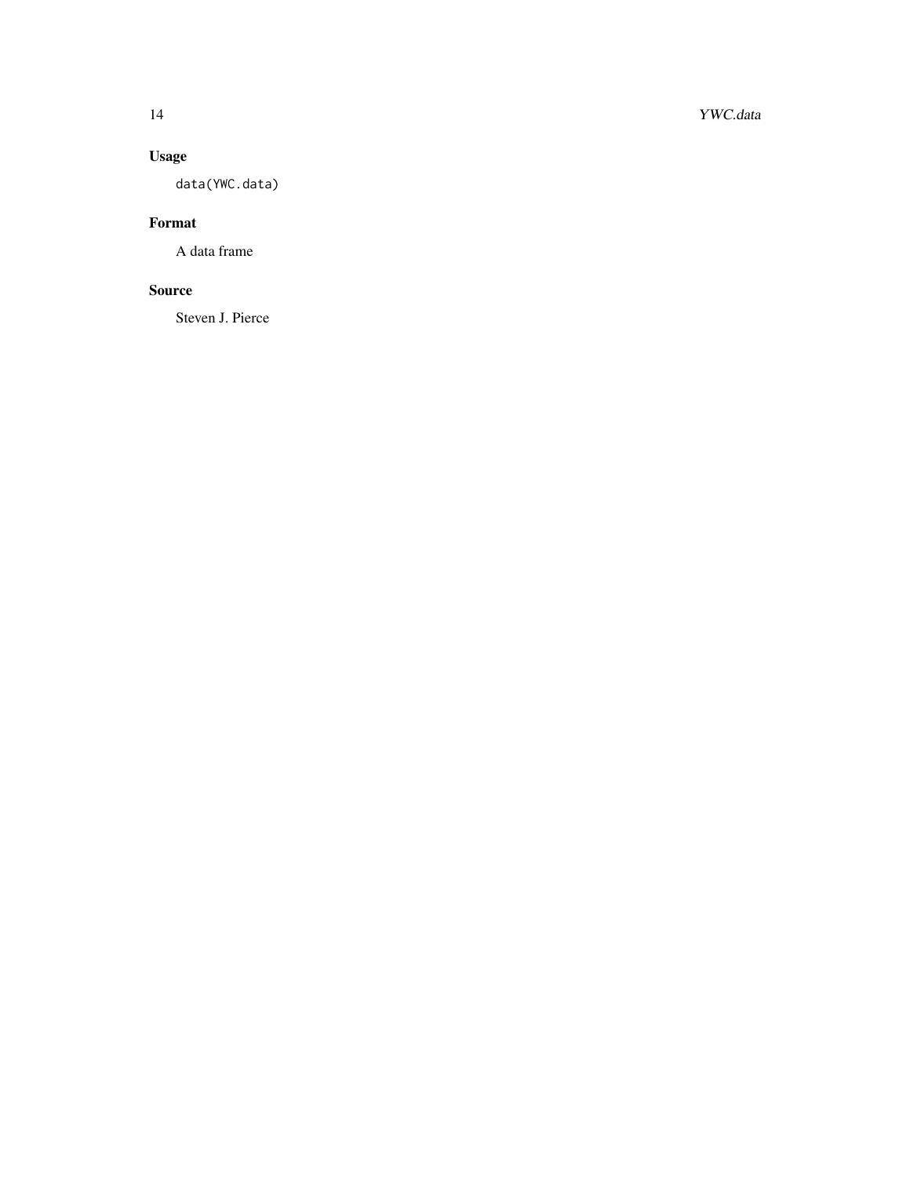## Usage

```
data(YWC.data)
```

## Format

A data frame

## Source

Steven J. Pierce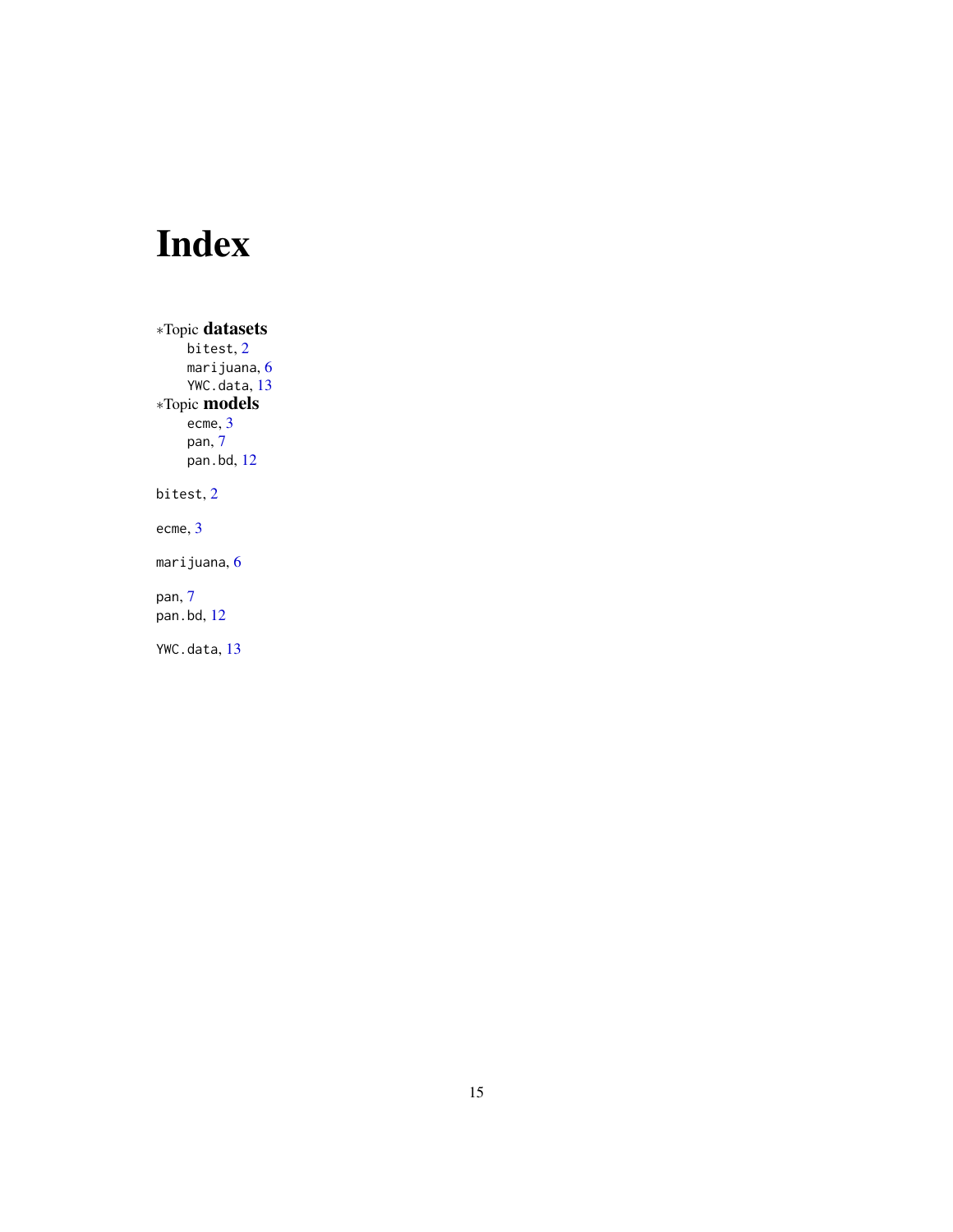# Index

*Topic **datasets**
- bitest, 2
- marijuana, 6
- YWC.data, 13

*Topic **models**
- ecme, 3
- pan, 7
- pan.bd, 12

bitest, 2

ecme, 3

marijuana, 6

pan, 7
pan.bd, 12

YWC.data, 13